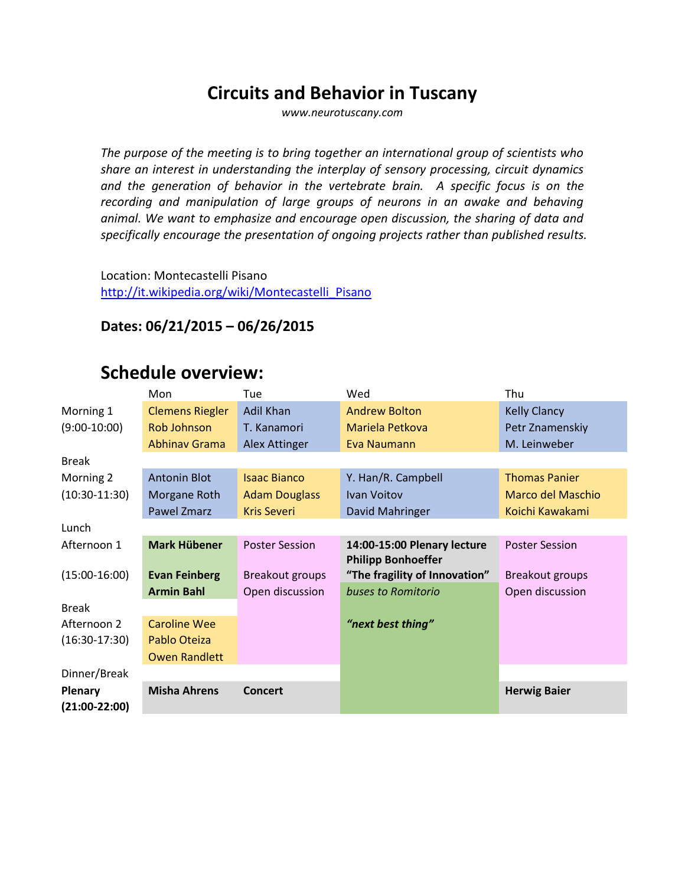# Circuits and Behavior in Tuscany

*www.neurotuscany.com*

*The purpose of the meeting is to bring together an international group of scientists who share an interest in understanding the interplay of sensory processing, circuit dynamics and the generation of behavior in the vertebrate brain. A specific focus is on the recording and manipulation of large groups of neurons in an awake and behaving animal. We want to emphasize and encourage open discussion, the sharing of data and specifically encourage the presentation of ongoing projects rather than published results.*

Location: Montecastelli Pisano
http://it.wikipedia.org/wiki/Montecastelli_Pisano

**Dates: 06/21/2015 – 06/26/2015**

## Schedule overview:

| | Mon | Tue | Wed | Thu |
|---|---|---|---|---|
| Morning 1 (9:00-10:00) | Clemens Riegler<br>Rob Johnson<br>Abhinav Grama | Adil Khan<br>T. Kanamori<br>Alex Attinger | Andrew Bolton<br>Mariela Petkova<br>Eva Naumann | Kelly Clancy<br>Petr Znamenskiy<br>M. Leinweber |
| Break | | | | |
| Morning 2 (10:30-11:30) | Antonin Blot<br>Morgane Roth<br>Pawel Zmarz | Isaac Bianco<br>Adam Douglass<br>Kris Severi | Y. Han/R. Campbell<br>Ivan Voitov<br>David Mahringer | Thomas Panier<br>Marco del Maschio<br>Koichi Kawakami |
| Lunch | | | | |
| Afternoon 1 (15:00-16:00) | **Mark Hübener**<br>**Evan Feinberg**<br>**Armin Bahl** | Poster Session<br>Breakout groups<br>Open discussion | **14:00-15:00 Plenary lecture**<br>**Philipp Bonhoeffer**<br>**"The fragility of Innovation"**<br>*buses to Romitorio* | Poster Session<br>Breakout groups<br>Open discussion |
| Break | | | | |
| Afternoon 2 (16:30-17:30) | Caroline Wee<br>Pablo Oteiza<br>Owen Randlett | | ***"next best thing"*** | |
| Dinner/Break | | | | |
| **Plenary (21:00-22:00)** | **Misha Ahrens** | **Concert** | | **Herwig Baier** |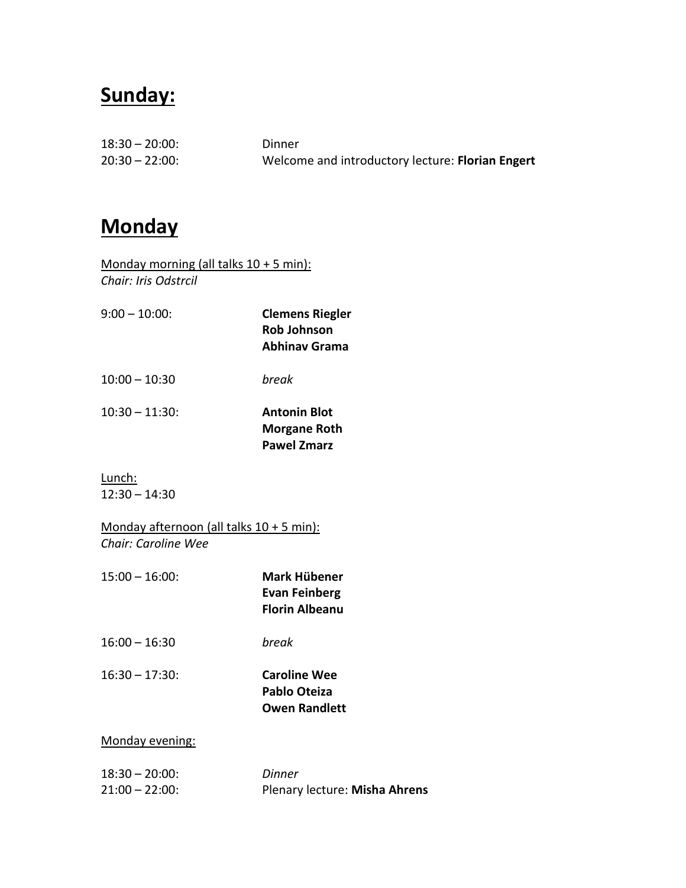## Sunday:

18:30 – 20:00: Dinner
20:30 – 22:00: Welcome and introductory lecture: **Florian Engert**

## Monday

Monday morning (all talks 10 + 5 min):
*Chair: Iris Odstrcil*

9:00 – 10:00: **Clemens Riegler**
**Rob Johnson**
**Abhinav Grama**

10:00 – 10:30 *break*

10:30 – 11:30: **Antonin Blot**
**Morgane Roth**
**Pawel Zmarz**

Lunch:
12:30 – 14:30

Monday afternoon (all talks 10 + 5 min):
*Chair: Caroline Wee*

15:00 – 16:00: **Mark Hübener**
**Evan Feinberg**
**Florin Albeanu**

16:00 – 16:30 *break*

16:30 – 17:30: **Caroline Wee**
**Pablo Oteiza**
**Owen Randlett**

Monday evening:

18:30 – 20:00: *Dinner*
21:00 – 22:00: Plenary lecture: **Misha Ahrens**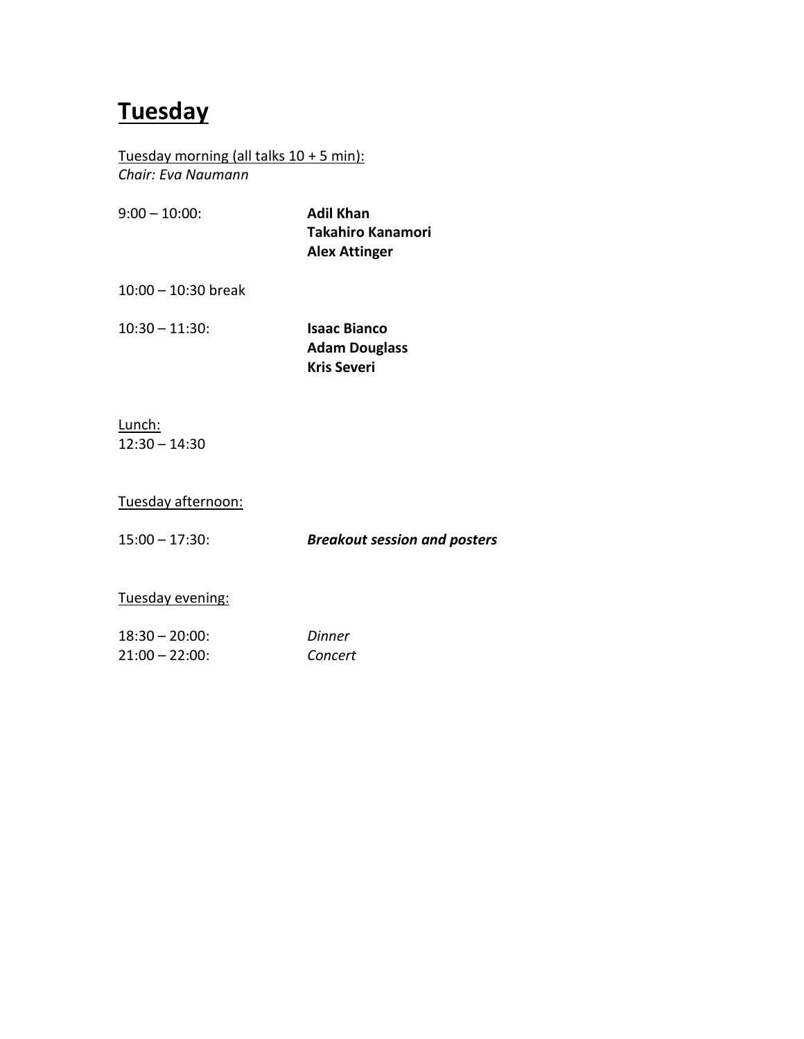# Tuesday

Tuesday morning (all talks 10 + 5 min):
*Chair: Eva Naumann*

9:00 – 10:00: **Adil Khan**
**Takahiro Kanamori**
**Alex Attinger**

10:00 – 10:30 break

10:30 – 11:30: **Isaac Bianco**
**Adam Douglass**
**Kris Severi**

Lunch:
12:30 – 14:30

Tuesday afternoon:

15:00 – 17:30: ***Breakout session and posters***

Tuesday evening:

18:30 – 20:00: *Dinner*
21:00 – 22:00: *Concert*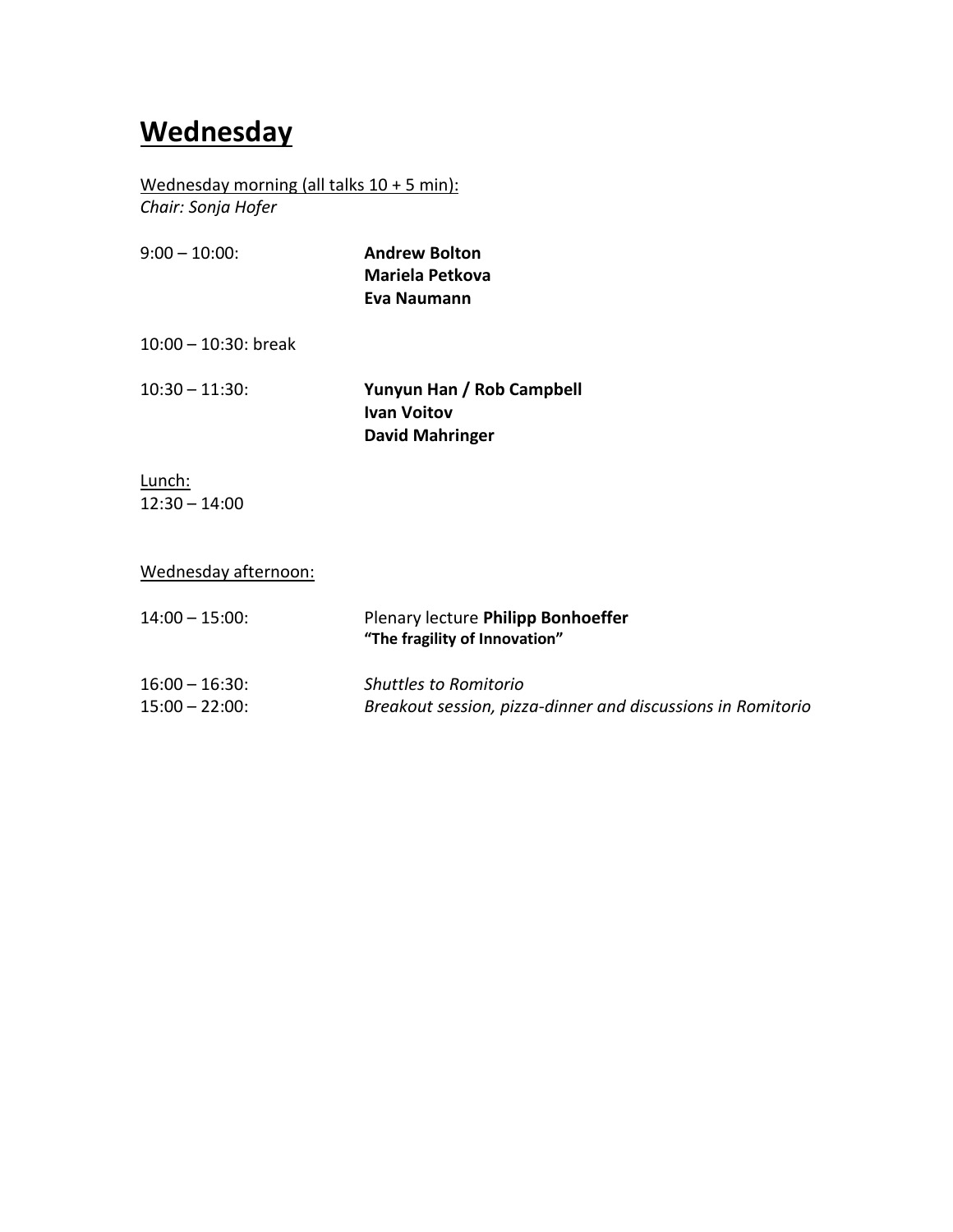# Wednesday

Wednesday morning (all talks 10 + 5 min):
*Chair: Sonja Hofer*

9:00 – 10:00: **Andrew Bolton**
**Mariela Petkova**
**Eva Naumann**

10:00 – 10:30: break

10:30 – 11:30: **Yunyun Han / Rob Campbell**
**Ivan Voitov**
**David Mahringer**

Lunch:
12:30 – 14:00

Wednesday afternoon:

14:00 – 15:00: Plenary lecture **Philipp Bonhoeffer**
**"The fragility of Innovation"**

16:00 – 16:30: *Shuttles to Romitorio*
15:00 – 22:00: *Breakout session, pizza-dinner and discussions in Romitorio*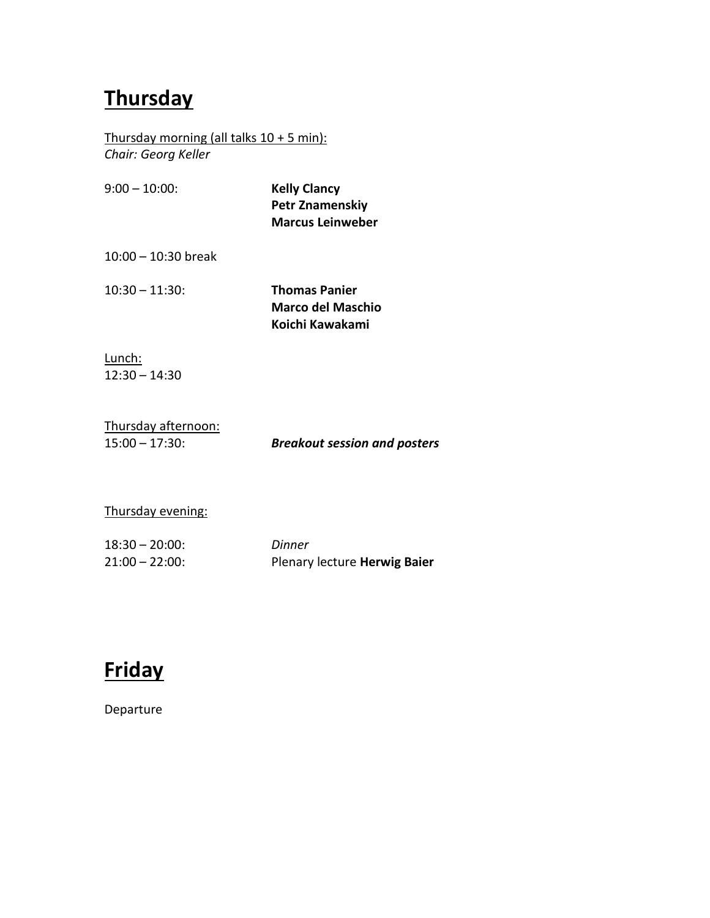# Thursday

Thursday morning (all talks 10 + 5 min):
*Chair: Georg Keller*

9:00 – 10:00: **Kelly Clancy**
**Petr Znamenskiy**
**Marcus Leinweber**

10:00 – 10:30 break

10:30 – 11:30: **Thomas Panier**
**Marco del Maschio**
**Koichi Kawakami**

Lunch:
12:30 – 14:30

Thursday afternoon:
15:00 – 17:30: ***Breakout session and posters***

Thursday evening:

18:30 – 20:00: *Dinner*
21:00 – 22:00: Plenary lecture **Herwig Baier**

# Friday

Departure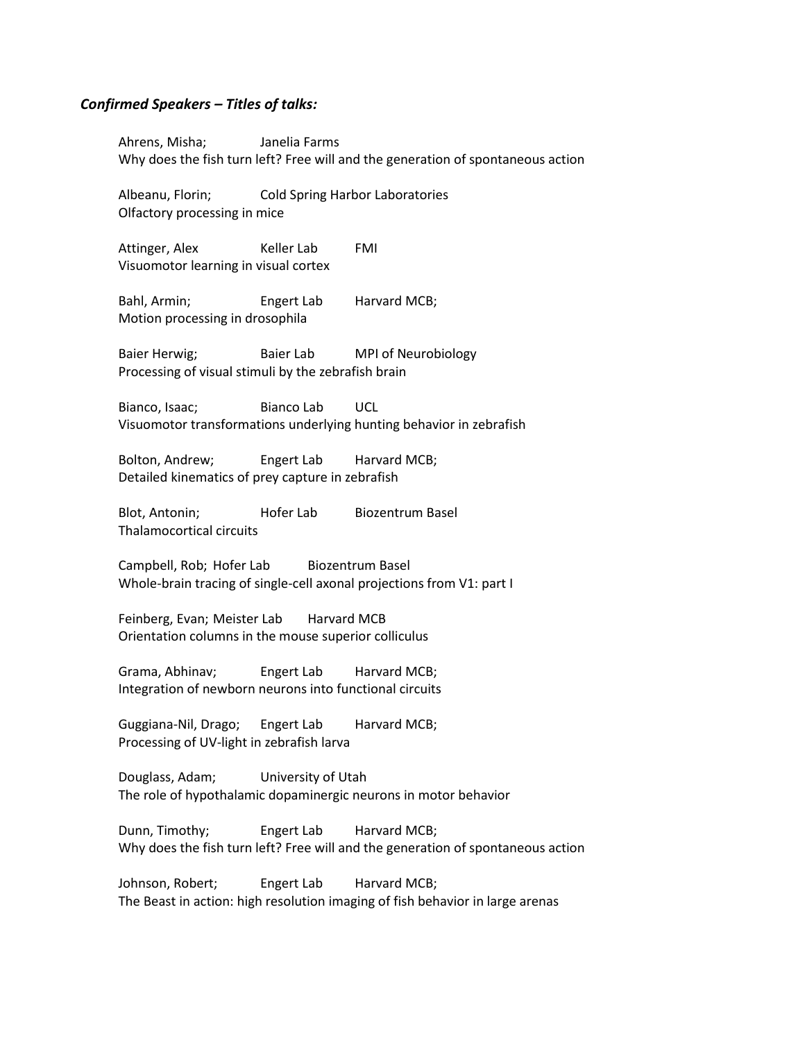***Confirmed Speakers – Titles of talks:***

Ahrens, Misha; Janelia Farms
Why does the fish turn left? Free will and the generation of spontaneous action

Albeanu, Florin; Cold Spring Harbor Laboratories
Olfactory processing in mice

Attinger, Alex Keller Lab FMI
Visuomotor learning in visual cortex

Bahl, Armin; Engert Lab Harvard MCB;
Motion processing in drosophila

Baier Herwig; Baier Lab MPI of Neurobiology
Processing of visual stimuli by the zebrafish brain

Bianco, Isaac; Bianco Lab UCL
Visuomotor transformations underlying hunting behavior in zebrafish

Bolton, Andrew; Engert Lab Harvard MCB;
Detailed kinematics of prey capture in zebrafish

Blot, Antonin; Hofer Lab Biozentrum Basel
Thalamocortical circuits

Campbell, Rob; Hofer Lab Biozentrum Basel
Whole-brain tracing of single-cell axonal projections from V1: part I

Feinberg, Evan; Meister Lab Harvard MCB
Orientation columns in the mouse superior colliculus

Grama, Abhinav; Engert Lab Harvard MCB;
Integration of newborn neurons into functional circuits

Guggiana-Nil, Drago; Engert Lab Harvard MCB;
Processing of UV-light in zebrafish larva

Douglass, Adam; University of Utah
The role of hypothalamic dopaminergic neurons in motor behavior

Dunn, Timothy; Engert Lab Harvard MCB;
Why does the fish turn left? Free will and the generation of spontaneous action

Johnson, Robert; Engert Lab Harvard MCB;
The Beast in action: high resolution imaging of fish behavior in large arenas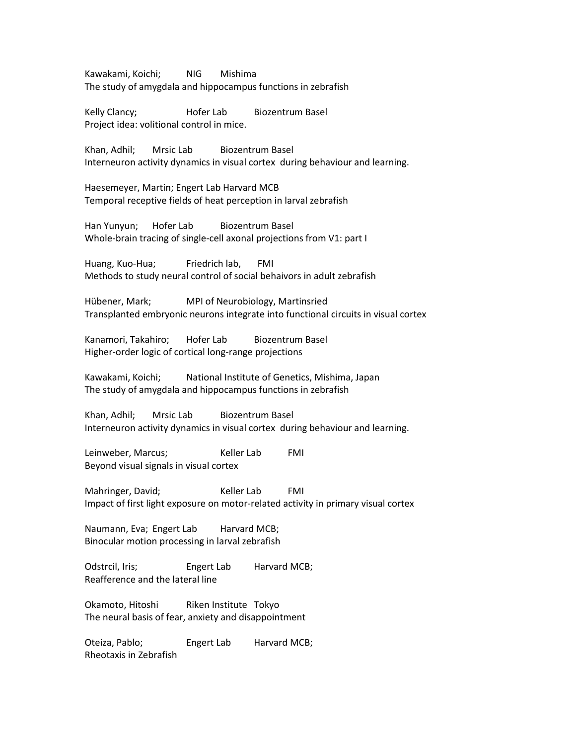Kawakami, Koichi; NIG Mishima
The study of amygdala and hippocampus functions in zebrafish

Kelly Clancy; Hofer Lab Biozentrum Basel
Project idea: volitional control in mice.

Khan, Adhil; Mrsic Lab Biozentrum Basel
Interneuron activity dynamics in visual cortex during behaviour and learning.

Haesemeyer, Martin; Engert Lab Harvard MCB
Temporal receptive fields of heat perception in larval zebrafish

Han Yunyun; Hofer Lab Biozentrum Basel
Whole-brain tracing of single-cell axonal projections from V1: part I

Huang, Kuo-Hua; Friedrich lab, FMI
Methods to study neural control of social behaivors in adult zebrafish

Hübener, Mark; MPI of Neurobiology, Martinsried
Transplanted embryonic neurons integrate into functional circuits in visual cortex

Kanamori, Takahiro; Hofer Lab Biozentrum Basel
Higher-order logic of cortical long-range projections

Kawakami, Koichi; National Institute of Genetics, Mishima, Japan
The study of amygdala and hippocampus functions in zebrafish

Khan, Adhil; Mrsic Lab Biozentrum Basel
Interneuron activity dynamics in visual cortex during behaviour and learning.

Leinweber, Marcus; Keller Lab FMI
Beyond visual signals in visual cortex

Mahringer, David; Keller Lab FMI
Impact of first light exposure on motor-related activity in primary visual cortex

Naumann, Eva; Engert Lab Harvard MCB;
Binocular motion processing in larval zebrafish

Odstrcil, Iris; Engert Lab Harvard MCB;
Reafference and the lateral line

Okamoto, Hitoshi Riken Institute Tokyo
The neural basis of fear, anxiety and disappointment

Oteiza, Pablo; Engert Lab Harvard MCB;
Rheotaxis in Zebrafish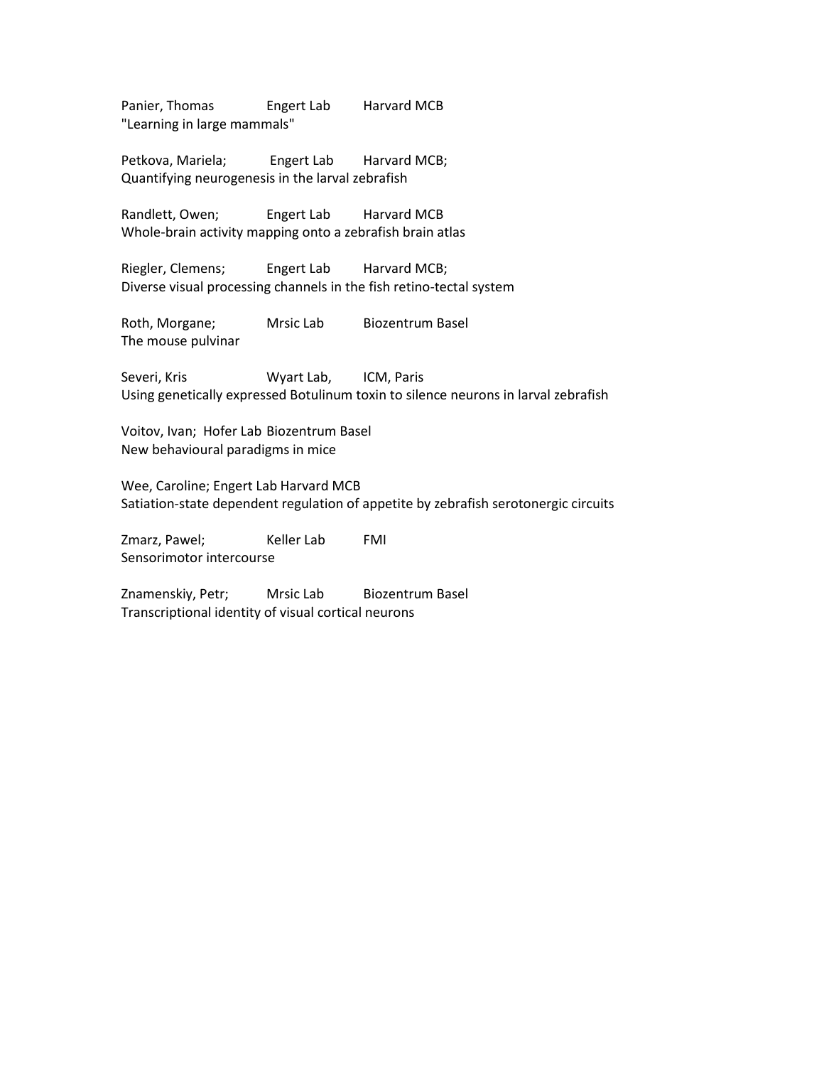Panier, Thomas Engert Lab Harvard MCB
"Learning in large mammals"

Petkova, Mariela; Engert Lab Harvard MCB;
Quantifying neurogenesis in the larval zebrafish

Randlett, Owen; Engert Lab Harvard MCB
Whole-brain activity mapping onto a zebrafish brain atlas

Riegler, Clemens; Engert Lab Harvard MCB;
Diverse visual processing channels in the fish retino-tectal system

Roth, Morgane; Mrsic Lab Biozentrum Basel
The mouse pulvinar

Severi, Kris Wyart Lab, ICM, Paris
Using genetically expressed Botulinum toxin to silence neurons in larval zebrafish

Voitov, Ivan; Hofer Lab Biozentrum Basel
New behavioural paradigms in mice

Wee, Caroline; Engert Lab Harvard MCB
Satiation-state dependent regulation of appetite by zebrafish serotonergic circuits

Zmarz, Pawel; Keller Lab FMI
Sensorimotor intercourse

Znamenskiy, Petr; Mrsic Lab Biozentrum Basel
Transcriptional identity of visual cortical neurons